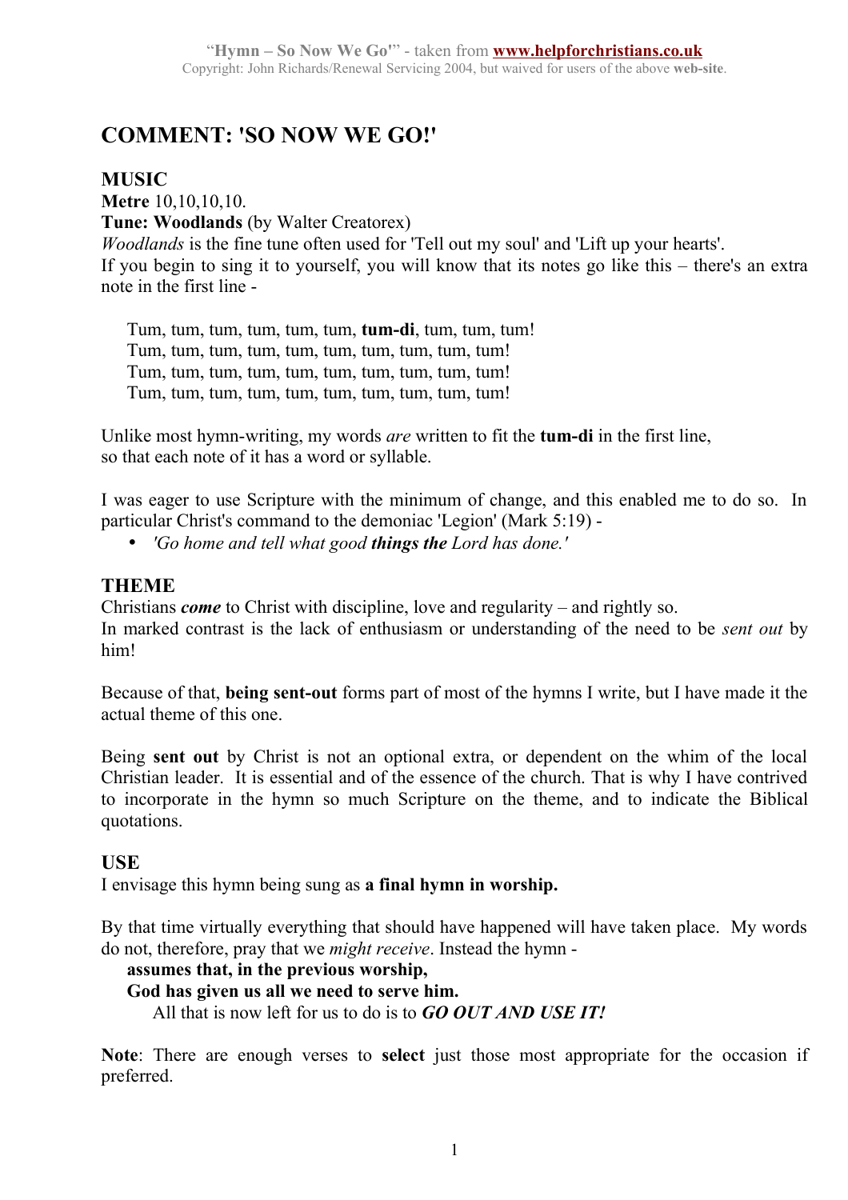# COMMENT: 'SO NOW WE GO!'

## MUSIC

**Metre** 10,10,10,10.

**Tune: Woodlands** (by Walter Creatorex)

*Woodlands* is the fine tune often used for 'Tell out my soul' and 'Lift up your hearts'.

If you begin to sing it to yourself, you will know that its notes go like this – there's an extra note in the first line -

> Tum, tum, tum, tum, tum, tum, **tum-di**, tum, tum, tum!
> Tum, tum, tum, tum, tum, tum, tum, tum, tum, tum!
> Tum, tum, tum, tum, tum, tum, tum, tum, tum, tum!
> Tum, tum, tum, tum, tum, tum, tum, tum, tum, tum!

Unlike most hymn-writing, my words *are* written to fit the **tum-di** in the first line,
so that each note of it has a word or syllable.

I was eager to use Scripture with the minimum of change, and this enabled me to do so. In particular Christ's command to the demoniac 'Legion' (Mark 5:19) -

- *'Go home and tell what good **things the** Lord has done.'*

## THEME

Christians ***come*** to Christ with discipline, love and regularity – and rightly so.
In marked contrast is the lack of enthusiasm or understanding of the need to be *sent out* by him!

Because of that, **being sent-out** forms part of most of the hymns I write, but I have made it the actual theme of this one.

Being **sent out** by Christ is not an optional extra, or dependent on the whim of the local Christian leader. It is essential and of the essence of the church. That is why I have contrived to incorporate in the hymn so much Scripture on the theme, and to indicate the Biblical quotations.

## USE

I envisage this hymn being sung as **a final hymn in worship.**

By that time virtually everything that should have happened will have taken place. My words do not, therefore, pray that we *might receive*. Instead the hymn -

> **assumes that, in the previous worship,**
> **God has given us all we need to serve him.**
> All that is now left for us to do is to ***GO OUT AND USE IT!***

**Note**: There are enough verses to **select** just those most appropriate for the occasion if preferred.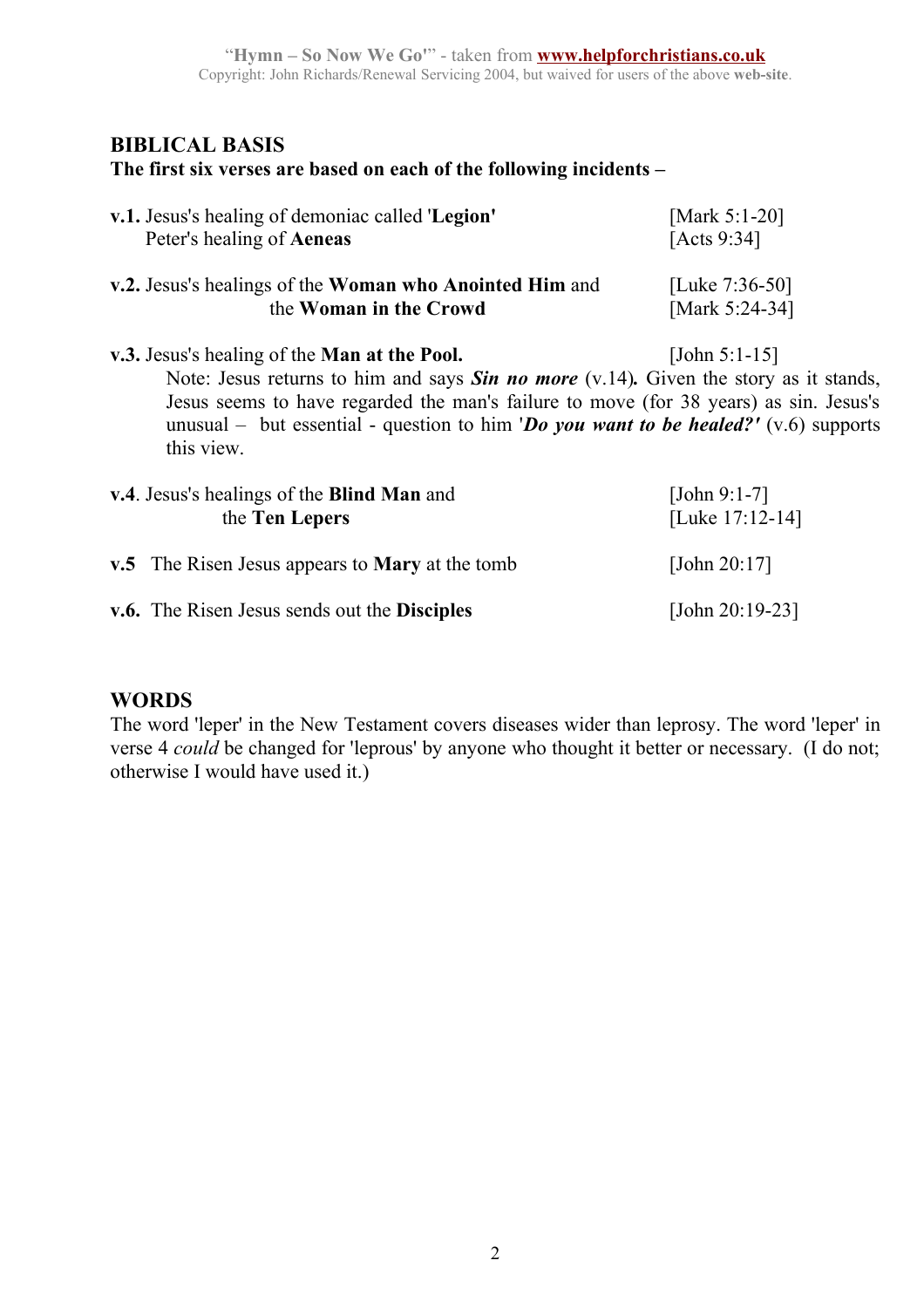## BIBLICAL BASIS

**The first six verses are based on each of the following incidents –**

**v.1.** Jesus's healing of demoniac called '**Legion'** [Mark 5:1-20]
Peter's healing of **Aeneas** [Acts 9:34]

**v.2.** Jesus's healings of the **Woman who Anointed Him** and [Luke 7:36-50]
the **Woman in the Crowd** [Mark 5:24-34]

**v.3.** Jesus's healing of the **Man at the Pool.** [John 5:1-15]

Note: Jesus returns to him and says ***Sin no more*** (v.14)**.** Given the story as it stands, Jesus seems to have regarded the man's failure to move (for 38 years) as sin. Jesus's unusual – but essential - question to him '***Do you want to be healed?'*** (v.6) supports this view.

**v.4**. Jesus's healings of the **Blind Man** and [John 9:1-7]
the **Ten Lepers** [Luke 17:12-14]

**v.5** The Risen Jesus appears to **Mary** at the tomb [John 20:17]

**v.6.** The Risen Jesus sends out the **Disciples** [John 20:19-23]

## WORDS

The word 'leper' in the New Testament covers diseases wider than leprosy. The word 'leper' in verse 4 *could* be changed for 'leprous' by anyone who thought it better or necessary. (I do not; otherwise I would have used it.)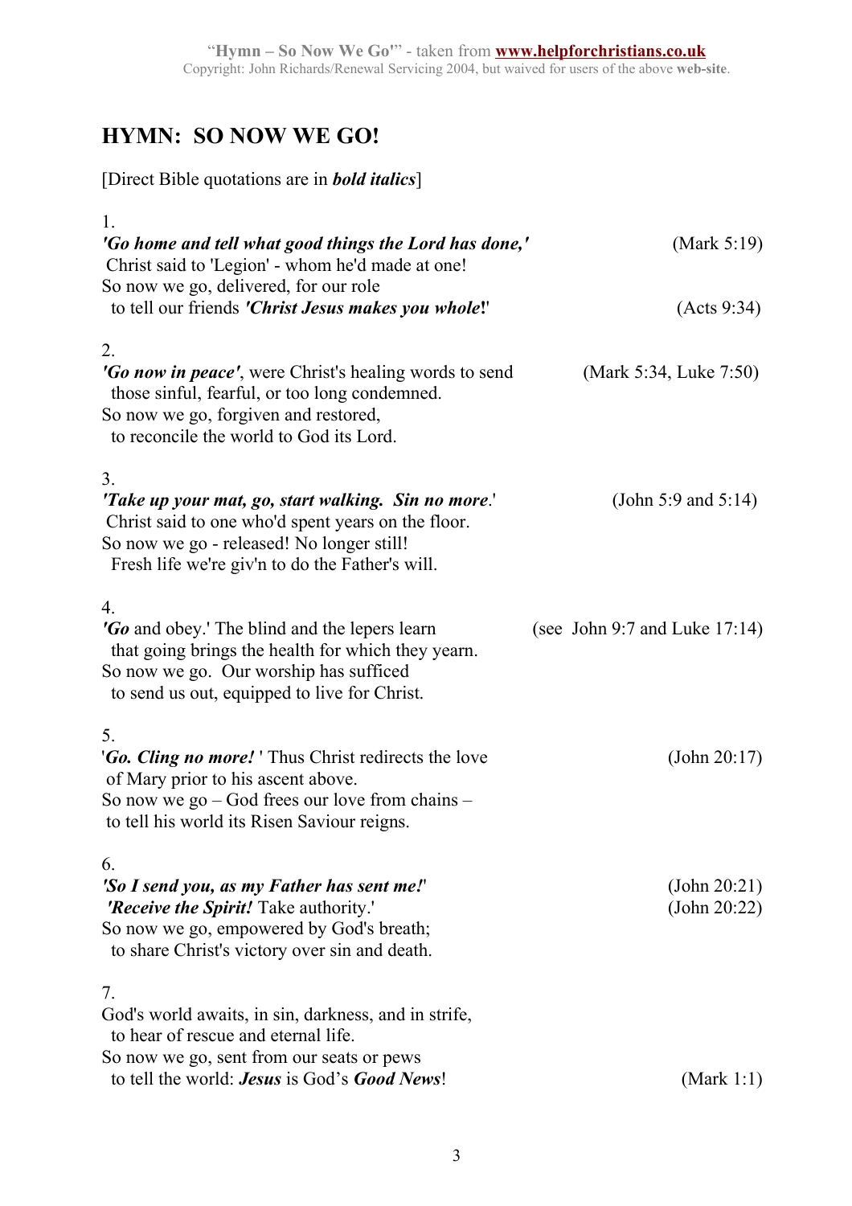# HYMN: SO NOW WE GO!

[Direct Bible quotations are in ***bold italics***]

1.
***'Go home and tell what good things the Lord has done,'*** (Mark 5:19)
Christ said to 'Legion' - whom he'd made at one!
So now we go, delivered, for our role
to tell our friends ***'Christ Jesus makes you whole*!**' (Acts 9:34)

2.
***'Go now in peace'***, were Christ's healing words to send (Mark 5:34, Luke 7:50)
those sinful, fearful, or too long condemned.
So now we go, forgiven and restored,
to reconcile the world to God its Lord.

3.
***'Take up your mat, go, start walking. Sin no more***.' (John 5:9 and 5:14)
Christ said to one who'd spent years on the floor.
So now we go - released! No longer still!
Fresh life we're giv'n to do the Father's will.

4.
***'Go*** and obey.' The blind and the lepers learn (see John 9:7 and Luke 17:14)
that going brings the health for which they yearn.
So now we go. Our worship has sufficed
to send us out, equipped to live for Christ.

5.
'***Go. Cling no more!*** ' Thus Christ redirects the love (John 20:17)
of Mary prior to his ascent above.
So now we go – God frees our love from chains –
to tell his world its Risen Saviour reigns.

6.
***'So I send you, as my Father has sent me!***' (John 20:21)
***'Receive the Spirit!*** Take authority.' (John 20:22)
So now we go, empowered by God's breath;
to share Christ's victory over sin and death.

7.
God's world awaits, in sin, darkness, and in strife,
to hear of rescue and eternal life.
So now we go, sent from our seats or pews
to tell the world: ***Jesus*** is God's ***Good News***! (Mark 1:1)